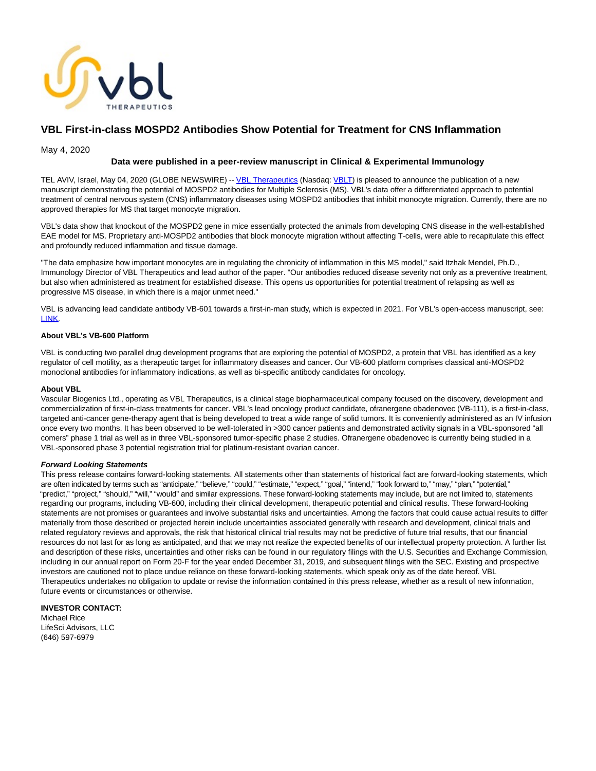# VBL First-in-class MOSPD2 Antibodies Show Potential for Treatment for CNS Inflammation

May 4, 2020

**Data were published in a peer-review manuscript in Clinical & Experimental Immunology**

TEL AVIV, Israel, May 04, 2020 (GLOBE NEWSWIRE) -- VBL Therapeutics (Nasdaq: VBLT) is pleased to announce the publication of a new manuscript demonstrating the potential of MOSPD2 antibodies for Multiple Sclerosis (MS). VBL's data offer a differentiated approach to potential treatment of central nervous system (CNS) inflammatory diseases using MOSPD2 antibodies that inhibit monocyte migration. Currently, there are no approved therapies for MS that target monocyte migration.

VBL's data show that knockout of the MOSPD2 gene in mice essentially protected the animals from developing CNS disease in the well-established EAE model for MS. Proprietary anti-MOSPD2 antibodies that block monocyte migration without affecting T-cells, were able to recapitulate this effect and profoundly reduced inflammation and tissue damage.

"The data emphasize how important monocytes are in regulating the chronicity of inflammation in this MS model," said Itzhak Mendel, Ph.D., Immunology Director of VBL Therapeutics and lead author of the paper. "Our antibodies reduced disease severity not only as a preventive treatment, but also when administered as treatment for established disease. This opens us opportunities for potential treatment of relapsing as well as progressive MS disease, in which there is a major unmet need."

VBL is advancing lead candidate antibody VB-601 towards a first-in-man study, which is expected in 2021. For VBL's open-access manuscript, see: LINK.

**About VBL's VB-600 Platform**

VBL is conducting two parallel drug development programs that are exploring the potential of MOSPD2, a protein that VBL has identified as a key regulator of cell motility, as a therapeutic target for inflammatory diseases and cancer. Our VB-600 platform comprises classical anti-MOSPD2 monoclonal antibodies for inflammatory indications, as well as bi-specific antibody candidates for oncology.

**About VBL**

Vascular Biogenics Ltd., operating as VBL Therapeutics, is a clinical stage biopharmaceutical company focused on the discovery, development and commercialization of first-in-class treatments for cancer. VBL's lead oncology product candidate, ofranergene obadenovec (VB-111), is a first-in-class, targeted anti-cancer gene-therapy agent that is being developed to treat a wide range of solid tumors. It is conveniently administered as an IV infusion once every two months. It has been observed to be well-tolerated in >300 cancer patients and demonstrated activity signals in a VBL-sponsored "all comers" phase 1 trial as well as in three VBL-sponsored tumor-specific phase 2 studies. Ofranergene obadenovec is currently being studied in a VBL-sponsored phase 3 potential registration trial for platinum-resistant ovarian cancer.

***Forward Looking Statements***

This press release contains forward-looking statements. All statements other than statements of historical fact are forward-looking statements, which are often indicated by terms such as "anticipate," "believe," "could," "estimate," "expect," "goal," "intend," "look forward to," "may," "plan," "potential," "predict," "project," "should," "will," "would" and similar expressions. These forward-looking statements may include, but are not limited to, statements regarding our programs, including VB-600, including their clinical development, therapeutic potential and clinical results. These forward-looking statements are not promises or guarantees and involve substantial risks and uncertainties. Among the factors that could cause actual results to differ materially from those described or projected herein include uncertainties associated generally with research and development, clinical trials and related regulatory reviews and approvals, the risk that historical clinical trial results may not be predictive of future trial results, that our financial resources do not last for as long as anticipated, and that we may not realize the expected benefits of our intellectual property protection. A further list and description of these risks, uncertainties and other risks can be found in our regulatory filings with the U.S. Securities and Exchange Commission, including in our annual report on Form 20-F for the year ended December 31, 2019, and subsequent filings with the SEC. Existing and prospective investors are cautioned not to place undue reliance on these forward-looking statements, which speak only as of the date hereof. VBL Therapeutics undertakes no obligation to update or revise the information contained in this press release, whether as a result of new information, future events or circumstances or otherwise.

**INVESTOR CONTACT:**
Michael Rice
LifeSci Advisors, LLC
(646) 597-6979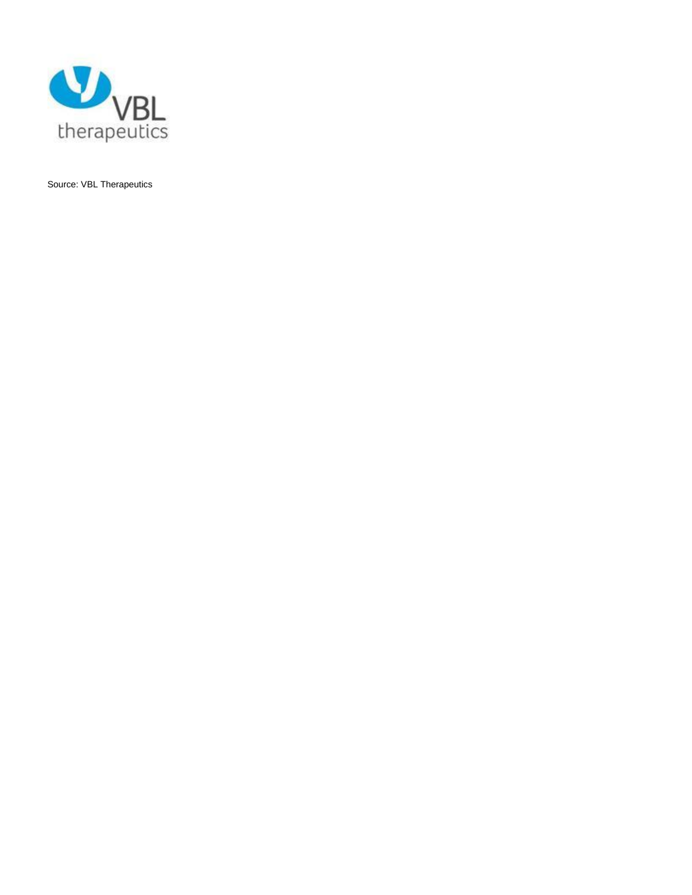Source: VBL Therapeutics